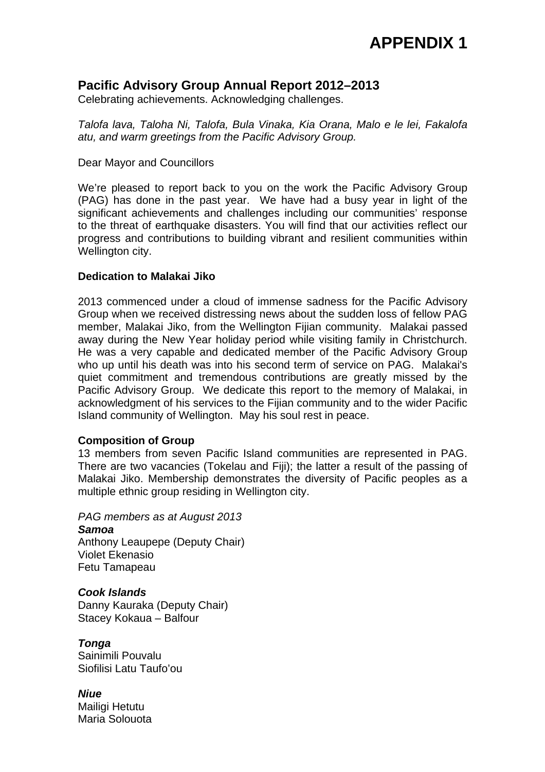# APPENDIX 1

## Pacific Advisory Group Annual Report 2012–2013

Celebrating achievements. Acknowledging challenges.

*Talofa lava, Taloha Ni, Talofa, Bula Vinaka, Kia Orana, Malo e le lei, Fakalofa atu, and warm greetings from the Pacific Advisory Group.*

Dear Mayor and Councillors

We're pleased to report back to you on the work the Pacific Advisory Group (PAG) has done in the past year. We have had a busy year in light of the significant achievements and challenges including our communities' response to the threat of earthquake disasters. You will find that our activities reflect our progress and contributions to building vibrant and resilient communities within Wellington city.

**Dedication to Malakai Jiko**

2013 commenced under a cloud of immense sadness for the Pacific Advisory Group when we received distressing news about the sudden loss of fellow PAG member, Malakai Jiko, from the Wellington Fijian community. Malakai passed away during the New Year holiday period while visiting family in Christchurch. He was a very capable and dedicated member of the Pacific Advisory Group who up until his death was into his second term of service on PAG. Malakai's quiet commitment and tremendous contributions are greatly missed by the Pacific Advisory Group. We dedicate this report to the memory of Malakai, in acknowledgment of his services to the Fijian community and to the wider Pacific Island community of Wellington. May his soul rest in peace.

**Composition of Group**

13 members from seven Pacific Island communities are represented in PAG. There are two vacancies (Tokelau and Fiji); the latter a result of the passing of Malakai Jiko. Membership demonstrates the diversity of Pacific peoples as a multiple ethnic group residing in Wellington city.

*PAG members as at August 2013*

***Samoa***

Anthony Leaupepe (Deputy Chair)
Violet Ekenasio
Fetu Tamapeau

***Cook Islands***

Danny Kauraka (Deputy Chair)
Stacey Kokaua – Balfour

***Tonga***

Sainimili Pouvalu
Siofilisi Latu Taufo'ou

***Niue***

Mailigi Hetutu
Maria Solouota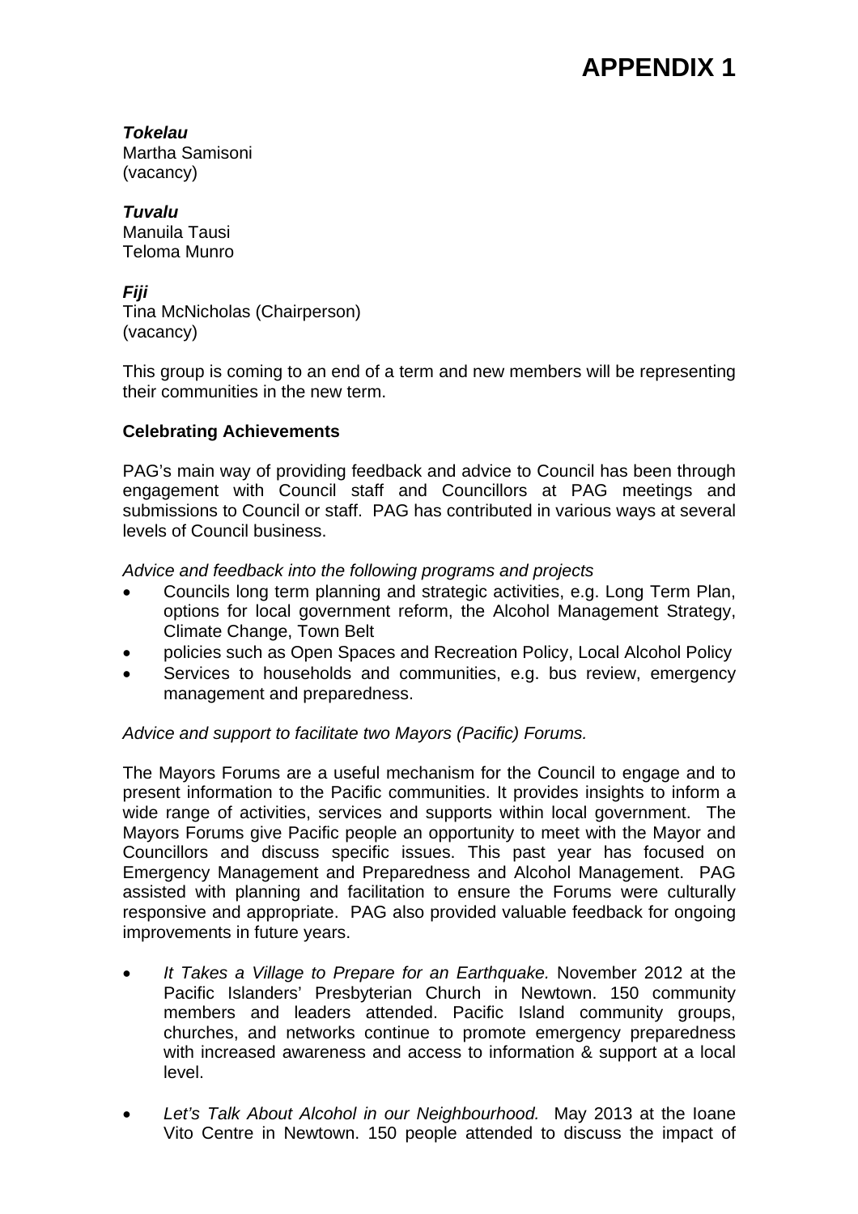# APPENDIX 1

***Tokelau***
Martha Samisoni
(vacancy)

***Tuvalu***
Manuila Tausi
Teloma Munro

***Fiji***
Tina McNicholas (Chairperson)
(vacancy)

This group is coming to an end of a term and new members will be representing their communities in the new term.

**Celebrating Achievements**

PAG's main way of providing feedback and advice to Council has been through engagement with Council staff and Councillors at PAG meetings and submissions to Council or staff. PAG has contributed in various ways at several levels of Council business.

*Advice and feedback into the following programs and projects*

- Councils long term planning and strategic activities, e.g. Long Term Plan, options for local government reform, the Alcohol Management Strategy, Climate Change, Town Belt
- policies such as Open Spaces and Recreation Policy, Local Alcohol Policy
- Services to households and communities, e.g. bus review, emergency management and preparedness.

*Advice and support to facilitate two Mayors (Pacific) Forums.*

The Mayors Forums are a useful mechanism for the Council to engage and to present information to the Pacific communities. It provides insights to inform a wide range of activities, services and supports within local government. The Mayors Forums give Pacific people an opportunity to meet with the Mayor and Councillors and discuss specific issues. This past year has focused on Emergency Management and Preparedness and Alcohol Management. PAG assisted with planning and facilitation to ensure the Forums were culturally responsive and appropriate. PAG also provided valuable feedback for ongoing improvements in future years.

- *It Takes a Village to Prepare for an Earthquake.* November 2012 at the Pacific Islanders' Presbyterian Church in Newtown. 150 community members and leaders attended. Pacific Island community groups, churches, and networks continue to promote emergency preparedness with increased awareness and access to information & support at a local level.

- *Let's Talk About Alcohol in our Neighbourhood.* May 2013 at the Ioane Vito Centre in Newtown. 150 people attended to discuss the impact of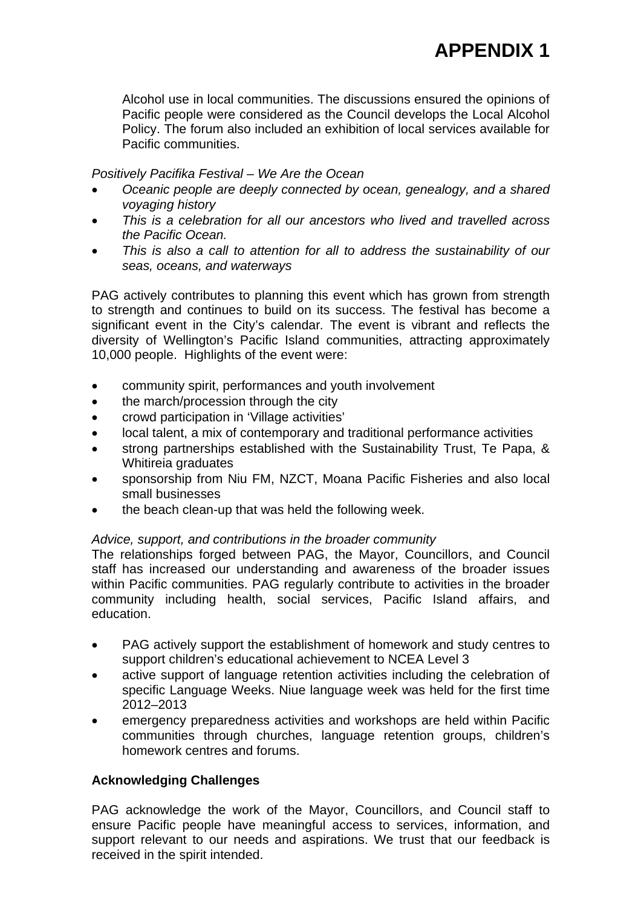# APPENDIX 1

Alcohol use in local communities. The discussions ensured the opinions of Pacific people were considered as the Council develops the Local Alcohol Policy. The forum also included an exhibition of local services available for Pacific communities.

*Positively Pacifika Festival – We Are the Ocean*

- *Oceanic people are deeply connected by ocean, genealogy, and a shared voyaging history*
- *This is a celebration for all our ancestors who lived and travelled across the Pacific Ocean.*
- *This is also a call to attention for all to address the sustainability of our seas, oceans, and waterways*

PAG actively contributes to planning this event which has grown from strength to strength and continues to build on its success. The festival has become a significant event in the City's calendar. The event is vibrant and reflects the diversity of Wellington's Pacific Island communities, attracting approximately 10,000 people. Highlights of the event were:

- community spirit, performances and youth involvement
- the march/procession through the city
- crowd participation in 'Village activities'
- local talent, a mix of contemporary and traditional performance activities
- strong partnerships established with the Sustainability Trust, Te Papa, & Whitireia graduates
- sponsorship from Niu FM, NZCT, Moana Pacific Fisheries and also local small businesses
- the beach clean-up that was held the following week.

*Advice, support, and contributions in the broader community*

The relationships forged between PAG, the Mayor, Councillors, and Council staff has increased our understanding and awareness of the broader issues within Pacific communities. PAG regularly contribute to activities in the broader community including health, social services, Pacific Island affairs, and education.

- PAG actively support the establishment of homework and study centres to support children's educational achievement to NCEA Level 3
- active support of language retention activities including the celebration of specific Language Weeks. Niue language week was held for the first time 2012–2013
- emergency preparedness activities and workshops are held within Pacific communities through churches, language retention groups, children's homework centres and forums.

**Acknowledging Challenges**

PAG acknowledge the work of the Mayor, Councillors, and Council staff to ensure Pacific people have meaningful access to services, information, and support relevant to our needs and aspirations. We trust that our feedback is received in the spirit intended.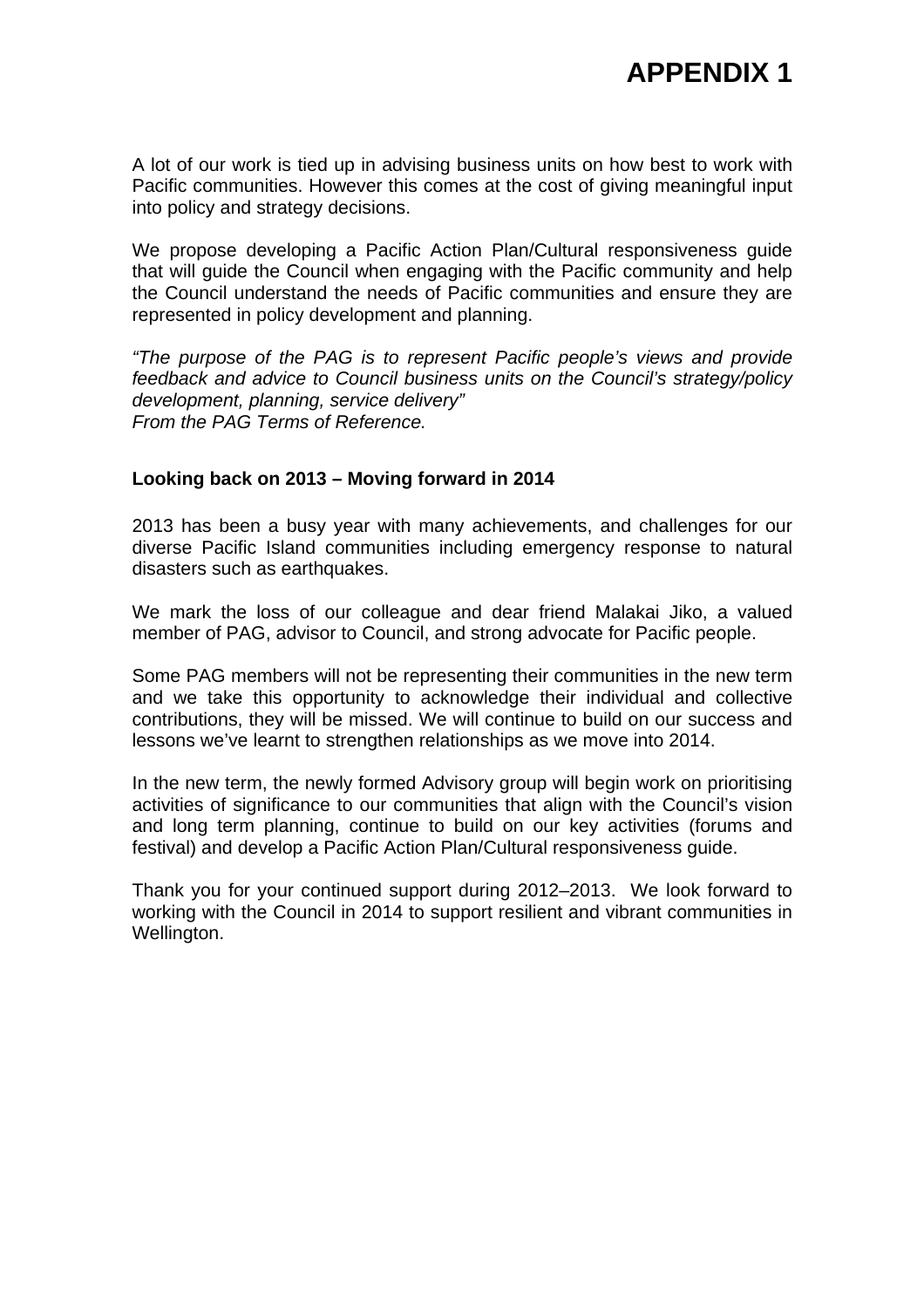# APPENDIX 1

A lot of our work is tied up in advising business units on how best to work with Pacific communities. However this comes at the cost of giving meaningful input into policy and strategy decisions.

We propose developing a Pacific Action Plan/Cultural responsiveness guide that will guide the Council when engaging with the Pacific community and help the Council understand the needs of Pacific communities and ensure they are represented in policy development and planning.

*"The purpose of the PAG is to represent Pacific people's views and provide feedback and advice to Council business units on the Council's strategy/policy development, planning, service delivery"*
*From the PAG Terms of Reference.*

**Looking back on 2013 – Moving forward in 2014**

2013 has been a busy year with many achievements, and challenges for our diverse Pacific Island communities including emergency response to natural disasters such as earthquakes.

We mark the loss of our colleague and dear friend Malakai Jiko, a valued member of PAG, advisor to Council, and strong advocate for Pacific people.

Some PAG members will not be representing their communities in the new term and we take this opportunity to acknowledge their individual and collective contributions, they will be missed. We will continue to build on our success and lessons we've learnt to strengthen relationships as we move into 2014.

In the new term, the newly formed Advisory group will begin work on prioritising activities of significance to our communities that align with the Council's vision and long term planning, continue to build on our key activities (forums and festival) and develop a Pacific Action Plan/Cultural responsiveness guide.

Thank you for your continued support during 2012–2013. We look forward to working with the Council in 2014 to support resilient and vibrant communities in Wellington.